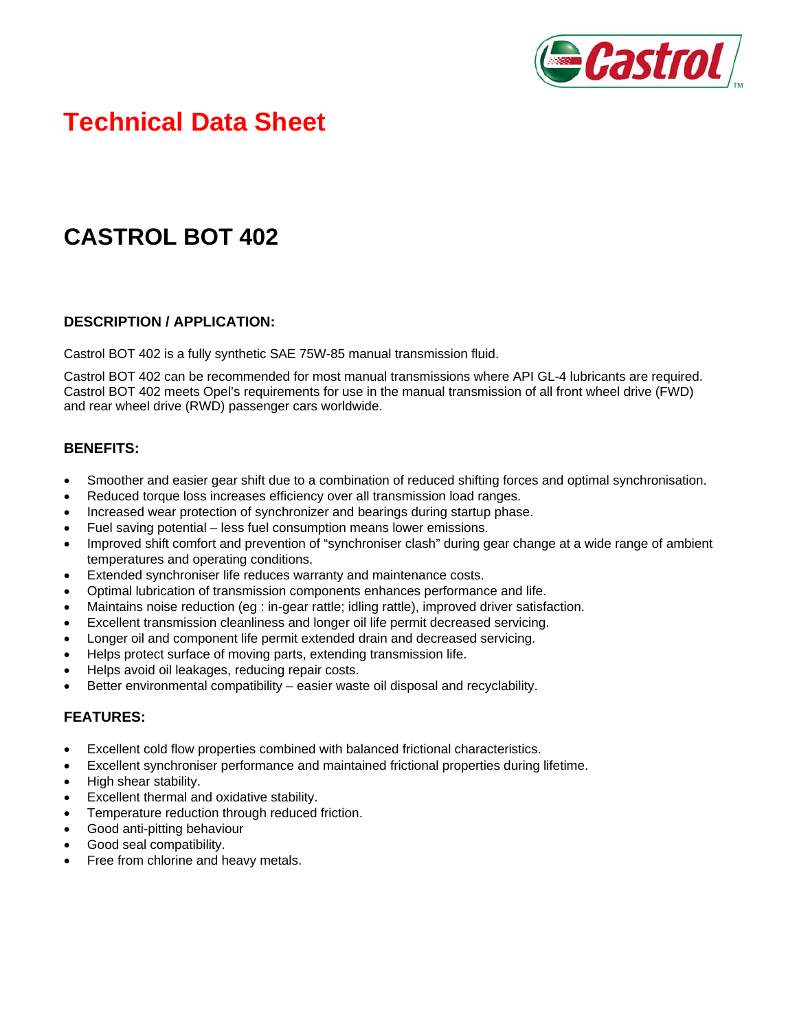# Technical Data Sheet

## CASTROL BOT 402

### DESCRIPTION / APPLICATION:

Castrol BOT 402 is a fully synthetic SAE 75W-85 manual transmission fluid.

Castrol BOT 402 can be recommended for most manual transmissions where API GL-4 lubricants are required. Castrol BOT 402 meets Opel's requirements for use in the manual transmission of all front wheel drive (FWD) and rear wheel drive (RWD) passenger cars worldwide.

### BENEFITS:

- Smoother and easier gear shift due to a combination of reduced shifting forces and optimal synchronisation.
- Reduced torque loss increases efficiency over all transmission load ranges.
- Increased wear protection of synchronizer and bearings during startup phase.
- Fuel saving potential – less fuel consumption means lower emissions.
- Improved shift comfort and prevention of "synchroniser clash" during gear change at a wide range of ambient temperatures and operating conditions.
- Extended synchroniser life reduces warranty and maintenance costs.
- Optimal lubrication of transmission components enhances performance and life.
- Maintains noise reduction (eg : in-gear rattle; idling rattle), improved driver satisfaction.
- Excellent transmission cleanliness and longer oil life permit decreased servicing.
- Longer oil and component life permit extended drain and decreased servicing.
- Helps protect surface of moving parts, extending transmission life.
- Helps avoid oil leakages, reducing repair costs.
- Better environmental compatibility – easier waste oil disposal and recyclability.

### FEATURES:

- Excellent cold flow properties combined with balanced frictional characteristics.
- Excellent synchroniser performance and maintained frictional properties during lifetime.
- High shear stability.
- Excellent thermal and oxidative stability.
- Temperature reduction through reduced friction.
- Good anti-pitting behaviour
- Good seal compatibility.
- Free from chlorine and heavy metals.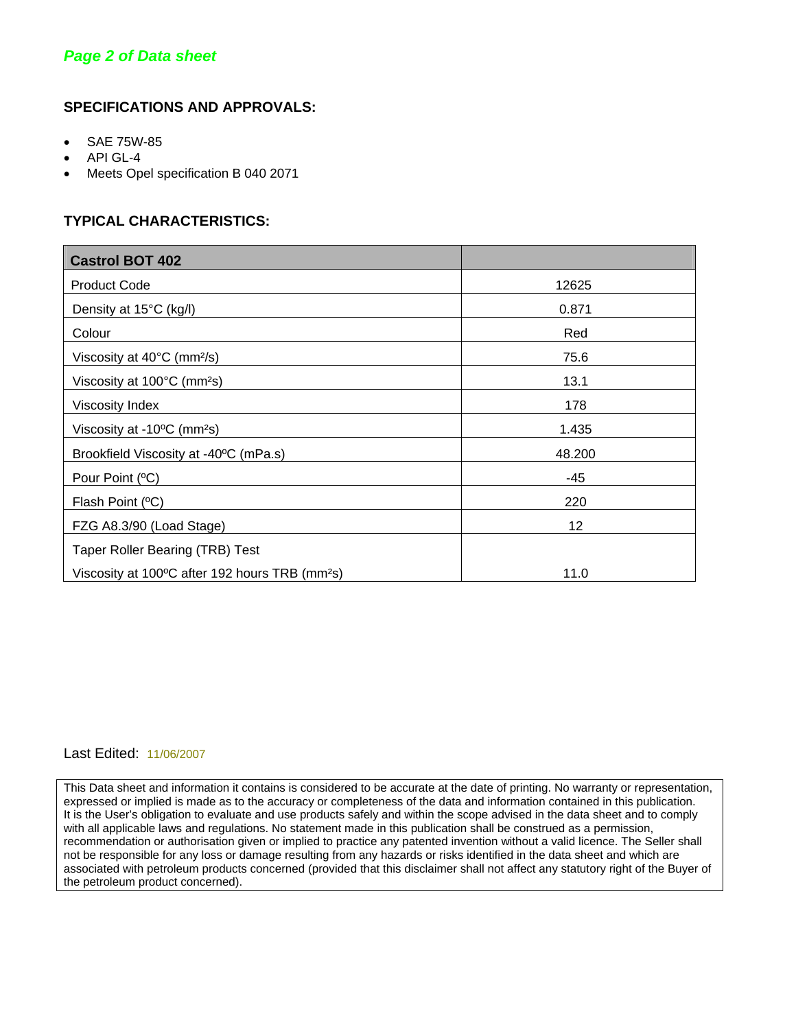## SPECIFICATIONS AND APPROVALS:

- SAE 75W-85
- API GL-4
- Meets Opel specification B 040 2071

## TYPICAL CHARACTERISTICS:

| **Castrol BOT 402** | |
|---|---|
| Product Code | 12625 |
| Density at 15°C (kg/l) | 0.871 |
| Colour | Red |
| Viscosity at 40°C (mm²/s) | 75.6 |
| Viscosity at 100°C (mm²s) | 13.1 |
| Viscosity Index | 178 |
| Viscosity at -10ºC (mm²s) | 1.435 |
| Brookfield Viscosity at -40ºC (mPa.s) | 48.200 |
| Pour Point (ºC) | -45 |
| Flash Point (ºC) | 220 |
| FZG A8.3/90 (Load Stage) | 12 |
| Taper Roller Bearing (TRB) Test<br>Viscosity at 100ºC after 192 hours TRB (mm²s) | 11.0 |

Last Edited: 11/06/2007

This Data sheet and information it contains is considered to be accurate at the date of printing. No warranty or representation, expressed or implied is made as to the accuracy or completeness of the data and information contained in this publication. It is the User's obligation to evaluate and use products safely and within the scope advised in the data sheet and to comply with all applicable laws and regulations. No statement made in this publication shall be construed as a permission, recommendation or authorisation given or implied to practice any patented invention without a valid licence. The Seller shall not be responsible for any loss or damage resulting from any hazards or risks identified in the data sheet and which are associated with petroleum products concerned (provided that this disclaimer shall not affect any statutory right of the Buyer of the petroleum product concerned).